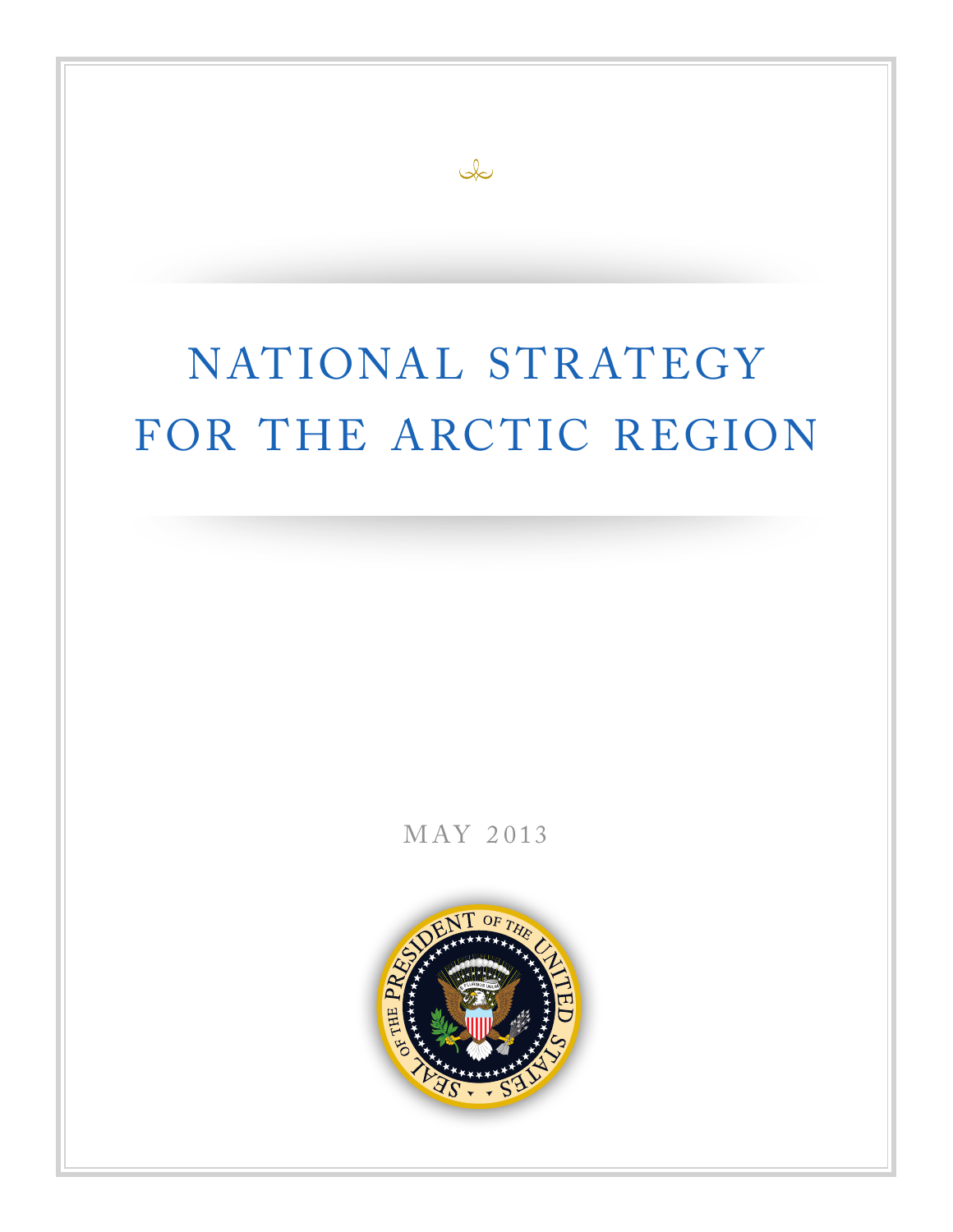# NATIONAL STRATEGY FOR THE ARCTIC REGION

MAY 2013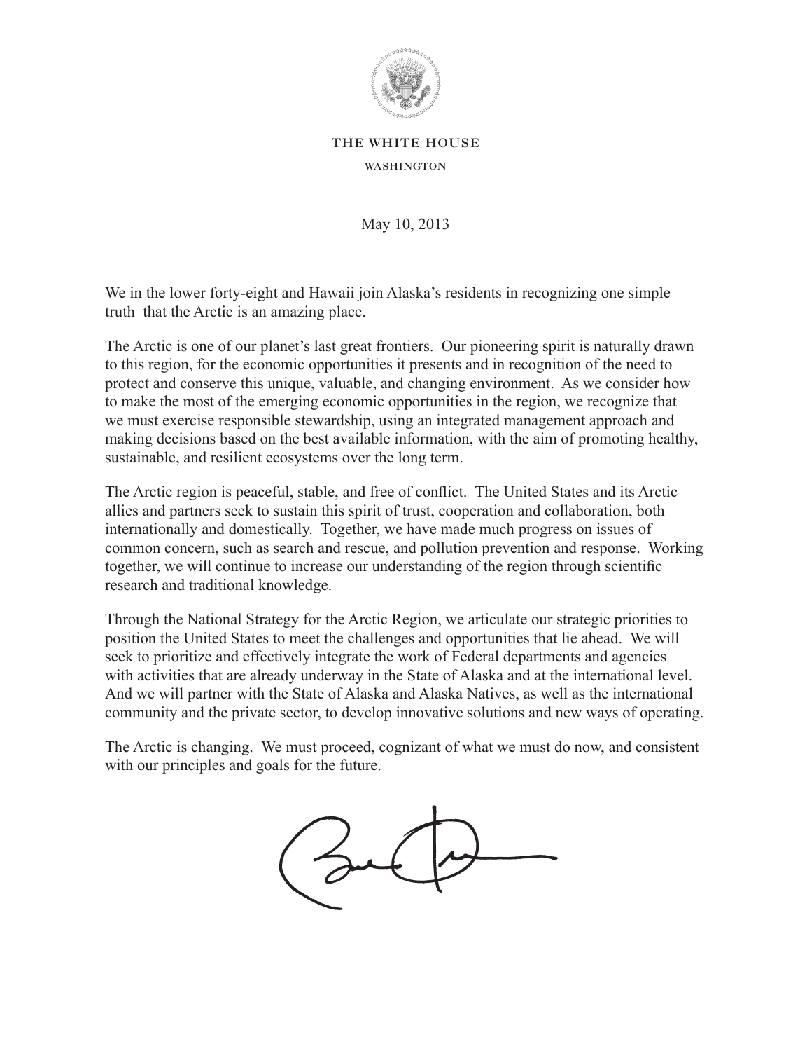THE WHITE HOUSE

WASHINGTON

May 10, 2013

We in the lower forty-eight and Hawaii join Alaska's residents in recognizing one simple truth  that the Arctic is an amazing place.

The Arctic is one of our planet's last great frontiers. Our pioneering spirit is naturally drawn to this region, for the economic opportunities it presents and in recognition of the need to protect and conserve this unique, valuable, and changing environment. As we consider how to make the most of the emerging economic opportunities in the region, we recognize that we must exercise responsible stewardship, using an integrated management approach and making decisions based on the best available information, with the aim of promoting healthy, sustainable, and resilient ecosystems over the long term.

The Arctic region is peaceful, stable, and free of conflict. The United States and its Arctic allies and partners seek to sustain this spirit of trust, cooperation and collaboration, both internationally and domestically. Together, we have made much progress on issues of common concern, such as search and rescue, and pollution prevention and response. Working together, we will continue to increase our understanding of the region through scientific research and traditional knowledge.

Through the National Strategy for the Arctic Region, we articulate our strategic priorities to position the United States to meet the challenges and opportunities that lie ahead. We will seek to prioritize and effectively integrate the work of Federal departments and agencies with activities that are already underway in the State of Alaska and at the international level. And we will partner with the State of Alaska and Alaska Natives, as well as the international community and the private sector, to develop innovative solutions and new ways of operating.

The Arctic is changing. We must proceed, cognizant of what we must do now, and consistent with our principles and goals for the future.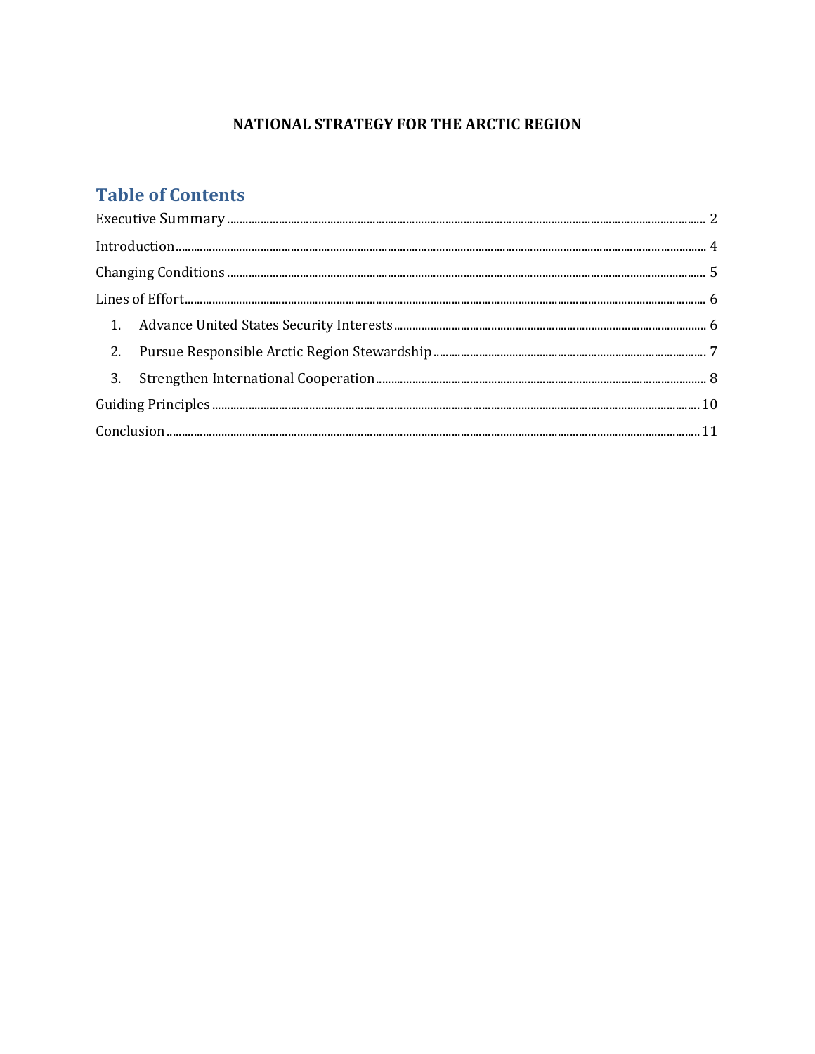**NATIONAL STRATEGY FOR THE ARCTIC REGION**

## Table of Contents

Executive Summary ........ 2

Introduction ........ 4

Changing Conditions ........ 5

Lines of Effort ........ 6

1. Advance United States Security Interests ........ 6
2. Pursue Responsible Arctic Region Stewardship ........ 7
3. Strengthen International Cooperation ........ 8

Guiding Principles ........ 10

Conclusion ........ 11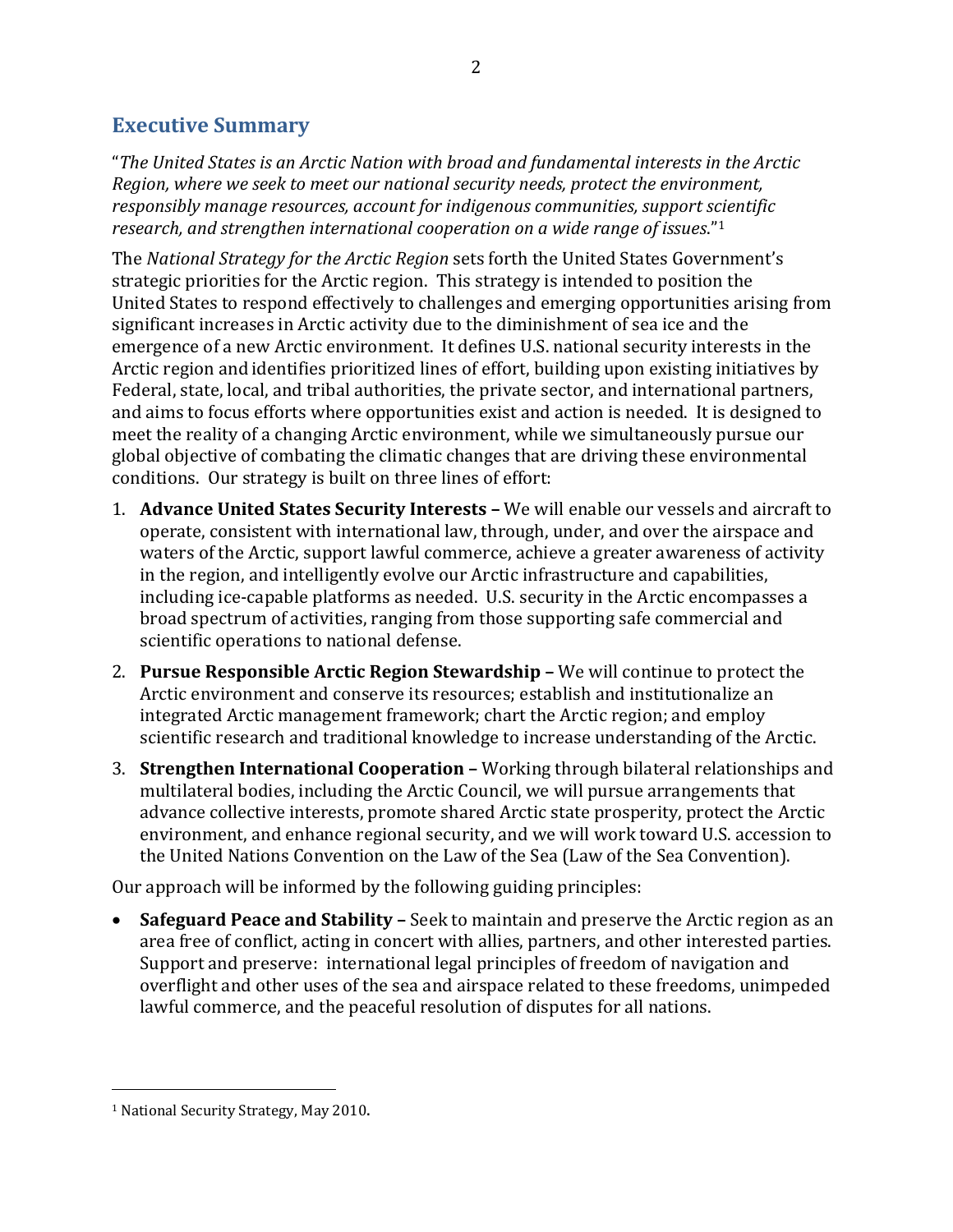## Executive Summary

"*The United States is an Arctic Nation with broad and fundamental interests in the Arctic Region, where we seek to meet our national security needs, protect the environment, responsibly manage resources, account for indigenous communities, support scientific research, and strengthen international cooperation on a wide range of issues*."[1]

The *National Strategy for the Arctic Region* sets forth the United States Government's strategic priorities for the Arctic region. This strategy is intended to position the United States to respond effectively to challenges and emerging opportunities arising from significant increases in Arctic activity due to the diminishment of sea ice and the emergence of a new Arctic environment. It defines U.S. national security interests in the Arctic region and identifies prioritized lines of effort, building upon existing initiatives by Federal, state, local, and tribal authorities, the private sector, and international partners, and aims to focus efforts where opportunities exist and action is needed. It is designed to meet the reality of a changing Arctic environment, while we simultaneously pursue our global objective of combating the climatic changes that are driving these environmental conditions. Our strategy is built on three lines of effort:

1. **Advance United States Security Interests –** We will enable our vessels and aircraft to operate, consistent with international law, through, under, and over the airspace and waters of the Arctic, support lawful commerce, achieve a greater awareness of activity in the region, and intelligently evolve our Arctic infrastructure and capabilities, including ice-capable platforms as needed. U.S. security in the Arctic encompasses a broad spectrum of activities, ranging from those supporting safe commercial and scientific operations to national defense.
2. **Pursue Responsible Arctic Region Stewardship –** We will continue to protect the Arctic environment and conserve its resources; establish and institutionalize an integrated Arctic management framework; chart the Arctic region; and employ scientific research and traditional knowledge to increase understanding of the Arctic.
3. **Strengthen International Cooperation –** Working through bilateral relationships and multilateral bodies, including the Arctic Council, we will pursue arrangements that advance collective interests, promote shared Arctic state prosperity, protect the Arctic environment, and enhance regional security, and we will work toward U.S. accession to the United Nations Convention on the Law of the Sea (Law of the Sea Convention).

Our approach will be informed by the following guiding principles:

- **Safeguard Peace and Stability –** Seek to maintain and preserve the Arctic region as an area free of conflict, acting in concert with allies, partners, and other interested parties. Support and preserve: international legal principles of freedom of navigation and overflight and other uses of the sea and airspace related to these freedoms, unimpeded lawful commerce, and the peaceful resolution of disputes for all nations.

[1] National Security Strategy, May 2010.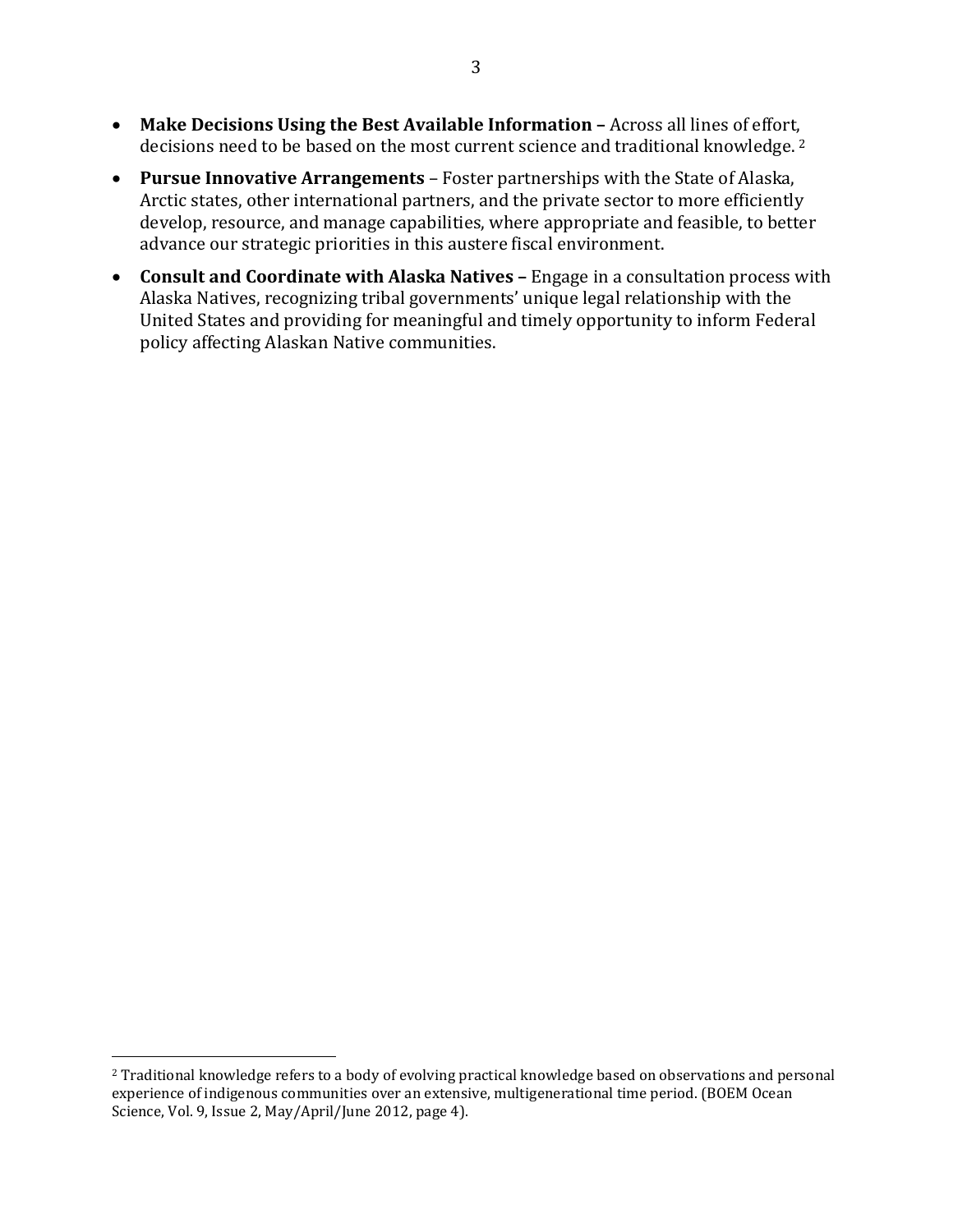- **Make Decisions Using the Best Available Information –** Across all lines of effort, decisions need to be based on the most current science and traditional knowledge. [2]
- **Pursue Innovative Arrangements** – Foster partnerships with the State of Alaska, Arctic states, other international partners, and the private sector to more efficiently develop, resource, and manage capabilities, where appropriate and feasible, to better advance our strategic priorities in this austere fiscal environment.
- **Consult and Coordinate with Alaska Natives –** Engage in a consultation process with Alaska Natives, recognizing tribal governments' unique legal relationship with the United States and providing for meaningful and timely opportunity to inform Federal policy affecting Alaskan Native communities.

---

[2] Traditional knowledge refers to a body of evolving practical knowledge based on observations and personal experience of indigenous communities over an extensive, multigenerational time period. (BOEM Ocean Science, Vol. 9, Issue 2, May/April/June 2012, page 4).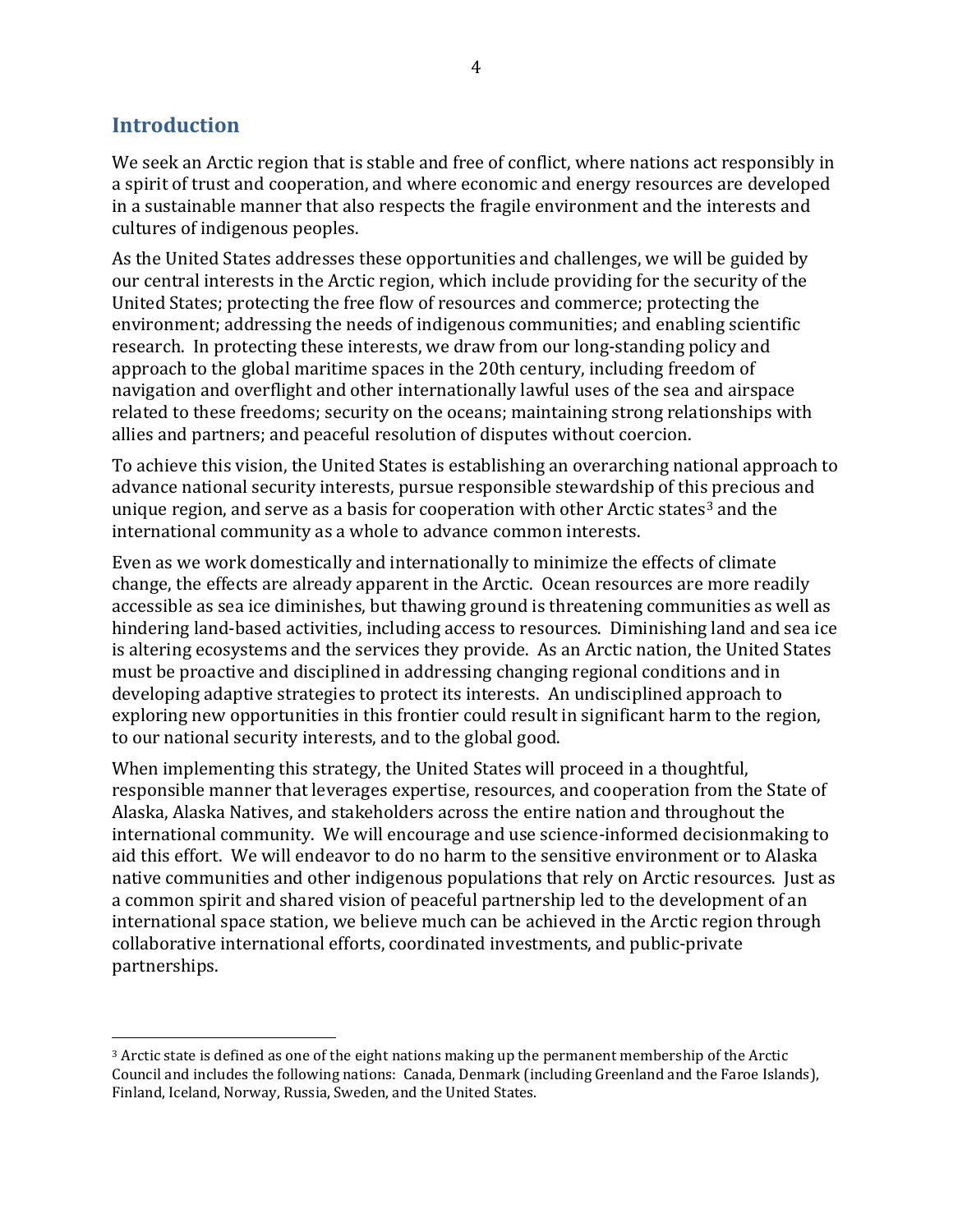## Introduction

We seek an Arctic region that is stable and free of conflict, where nations act responsibly in a spirit of trust and cooperation, and where economic and energy resources are developed in a sustainable manner that also respects the fragile environment and the interests and cultures of indigenous peoples.

As the United States addresses these opportunities and challenges, we will be guided by our central interests in the Arctic region, which include providing for the security of the United States; protecting the free flow of resources and commerce; protecting the environment; addressing the needs of indigenous communities; and enabling scientific research. In protecting these interests, we draw from our long-standing policy and approach to the global maritime spaces in the 20th century, including freedom of navigation and overflight and other internationally lawful uses of the sea and airspace related to these freedoms; security on the oceans; maintaining strong relationships with allies and partners; and peaceful resolution of disputes without coercion.

To achieve this vision, the United States is establishing an overarching national approach to advance national security interests, pursue responsible stewardship of this precious and unique region, and serve as a basis for cooperation with other Arctic states[3] and the international community as a whole to advance common interests.

Even as we work domestically and internationally to minimize the effects of climate change, the effects are already apparent in the Arctic. Ocean resources are more readily accessible as sea ice diminishes, but thawing ground is threatening communities as well as hindering land-based activities, including access to resources. Diminishing land and sea ice is altering ecosystems and the services they provide. As an Arctic nation, the United States must be proactive and disciplined in addressing changing regional conditions and in developing adaptive strategies to protect its interests. An undisciplined approach to exploring new opportunities in this frontier could result in significant harm to the region, to our national security interests, and to the global good.

When implementing this strategy, the United States will proceed in a thoughtful, responsible manner that leverages expertise, resources, and cooperation from the State of Alaska, Alaska Natives, and stakeholders across the entire nation and throughout the international community. We will encourage and use science-informed decisionmaking to aid this effort. We will endeavor to do no harm to the sensitive environment or to Alaska native communities and other indigenous populations that rely on Arctic resources. Just as a common spirit and shared vision of peaceful partnership led to the development of an international space station, we believe much can be achieved in the Arctic region through collaborative international efforts, coordinated investments, and public-private partnerships.

---

[3] Arctic state is defined as one of the eight nations making up the permanent membership of the Arctic Council and includes the following nations: Canada, Denmark (including Greenland and the Faroe Islands), Finland, Iceland, Norway, Russia, Sweden, and the United States.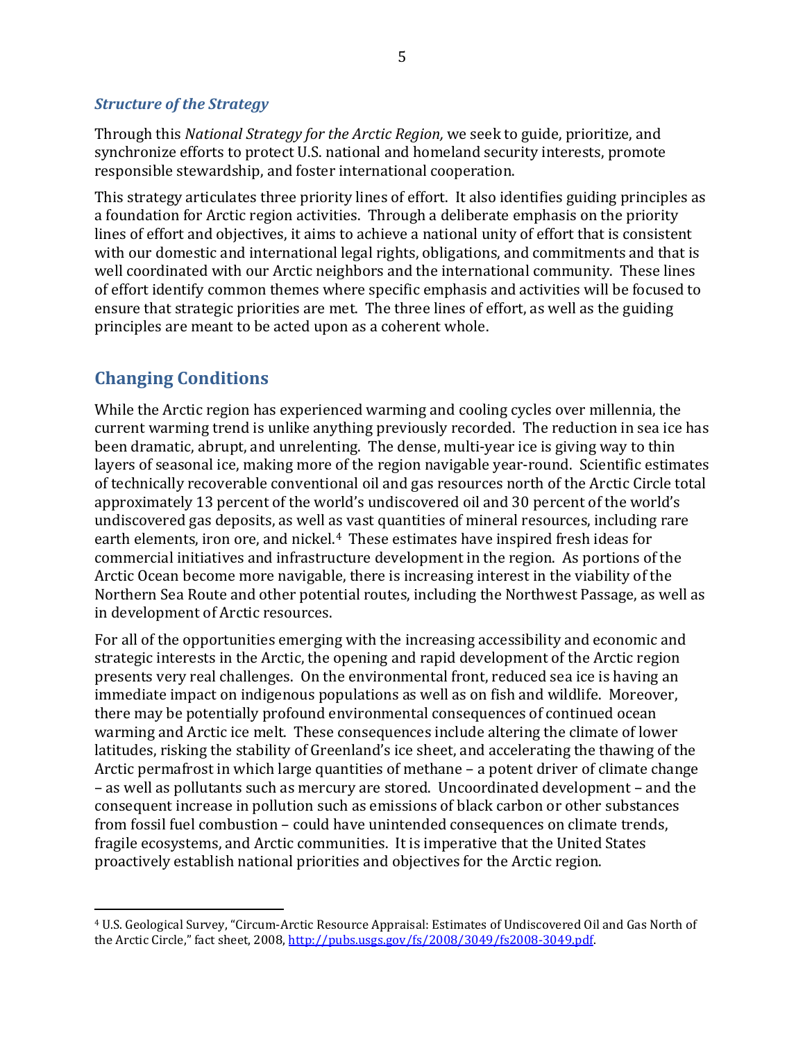### *Structure of the Strategy*

Through this *National Strategy for the Arctic Region,* we seek to guide, prioritize, and synchronize efforts to protect U.S. national and homeland security interests, promote responsible stewardship, and foster international cooperation.

This strategy articulates three priority lines of effort. It also identifies guiding principles as a foundation for Arctic region activities. Through a deliberate emphasis on the priority lines of effort and objectives, it aims to achieve a national unity of effort that is consistent with our domestic and international legal rights, obligations, and commitments and that is well coordinated with our Arctic neighbors and the international community. These lines of effort identify common themes where specific emphasis and activities will be focused to ensure that strategic priorities are met. The three lines of effort, as well as the guiding principles are meant to be acted upon as a coherent whole.

## Changing Conditions

While the Arctic region has experienced warming and cooling cycles over millennia, the current warming trend is unlike anything previously recorded. The reduction in sea ice has been dramatic, abrupt, and unrelenting. The dense, multi-year ice is giving way to thin layers of seasonal ice, making more of the region navigable year-round. Scientific estimates of technically recoverable conventional oil and gas resources north of the Arctic Circle total approximately 13 percent of the world's undiscovered oil and 30 percent of the world's undiscovered gas deposits, as well as vast quantities of mineral resources, including rare earth elements, iron ore, and nickel.[4] These estimates have inspired fresh ideas for commercial initiatives and infrastructure development in the region. As portions of the Arctic Ocean become more navigable, there is increasing interest in the viability of the Northern Sea Route and other potential routes, including the Northwest Passage, as well as in development of Arctic resources.

For all of the opportunities emerging with the increasing accessibility and economic and strategic interests in the Arctic, the opening and rapid development of the Arctic region presents very real challenges. On the environmental front, reduced sea ice is having an immediate impact on indigenous populations as well as on fish and wildlife. Moreover, there may be potentially profound environmental consequences of continued ocean warming and Arctic ice melt. These consequences include altering the climate of lower latitudes, risking the stability of Greenland's ice sheet, and accelerating the thawing of the Arctic permafrost in which large quantities of methane – a potent driver of climate change – as well as pollutants such as mercury are stored. Uncoordinated development – and the consequent increase in pollution such as emissions of black carbon or other substances from fossil fuel combustion – could have unintended consequences on climate trends, fragile ecosystems, and Arctic communities. It is imperative that the United States proactively establish national priorities and objectives for the Arctic region.

---

[4] U.S. Geological Survey, "Circum-Arctic Resource Appraisal: Estimates of Undiscovered Oil and Gas North of the Arctic Circle," fact sheet, 2008, http://pubs.usgs.gov/fs/2008/3049/fs2008-3049.pdf.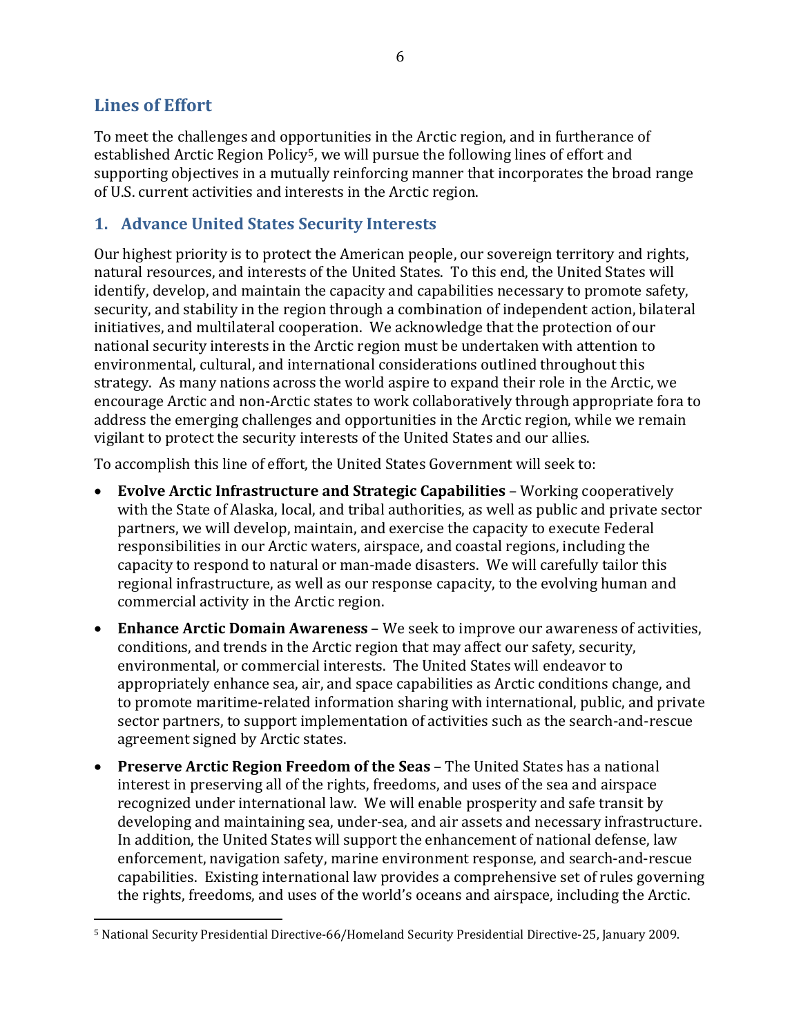## Lines of Effort

To meet the challenges and opportunities in the Arctic region, and in furtherance of established Arctic Region Policy[5], we will pursue the following lines of effort and supporting objectives in a mutually reinforcing manner that incorporates the broad range of U.S. current activities and interests in the Arctic region.

### 1. Advance United States Security Interests

Our highest priority is to protect the American people, our sovereign territory and rights, natural resources, and interests of the United States. To this end, the United States will identify, develop, and maintain the capacity and capabilities necessary to promote safety, security, and stability in the region through a combination of independent action, bilateral initiatives, and multilateral cooperation. We acknowledge that the protection of our national security interests in the Arctic region must be undertaken with attention to environmental, cultural, and international considerations outlined throughout this strategy. As many nations across the world aspire to expand their role in the Arctic, we encourage Arctic and non-Arctic states to work collaboratively through appropriate fora to address the emerging challenges and opportunities in the Arctic region, while we remain vigilant to protect the security interests of the United States and our allies.

To accomplish this line of effort, the United States Government will seek to:

- **Evolve Arctic Infrastructure and Strategic Capabilities** – Working cooperatively with the State of Alaska, local, and tribal authorities, as well as public and private sector partners, we will develop, maintain, and exercise the capacity to execute Federal responsibilities in our Arctic waters, airspace, and coastal regions, including the capacity to respond to natural or man-made disasters. We will carefully tailor this regional infrastructure, as well as our response capacity, to the evolving human and commercial activity in the Arctic region.
- **Enhance Arctic Domain Awareness** – We seek to improve our awareness of activities, conditions, and trends in the Arctic region that may affect our safety, security, environmental, or commercial interests. The United States will endeavor to appropriately enhance sea, air, and space capabilities as Arctic conditions change, and to promote maritime-related information sharing with international, public, and private sector partners, to support implementation of activities such as the search-and-rescue agreement signed by Arctic states.
- **Preserve Arctic Region Freedom of the Seas** – The United States has a national interest in preserving all of the rights, freedoms, and uses of the sea and airspace recognized under international law. We will enable prosperity and safe transit by developing and maintaining sea, under-sea, and air assets and necessary infrastructure. In addition, the United States will support the enhancement of national defense, law enforcement, navigation safety, marine environment response, and search-and-rescue capabilities. Existing international law provides a comprehensive set of rules governing the rights, freedoms, and uses of the world's oceans and airspace, including the Arctic.

[5] National Security Presidential Directive-66/Homeland Security Presidential Directive-25, January 2009.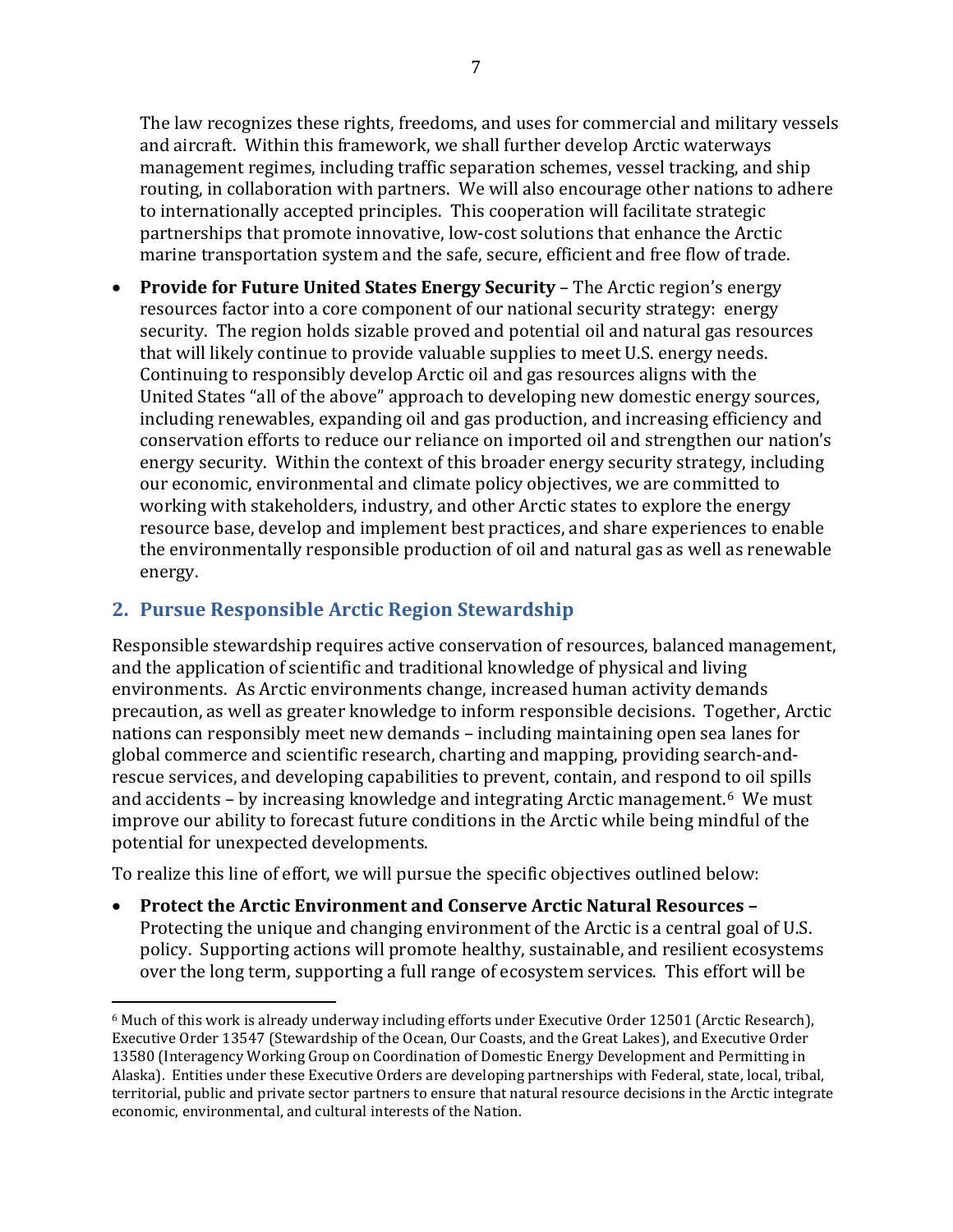The law recognizes these rights, freedoms, and uses for commercial and military vessels and aircraft. Within this framework, we shall further develop Arctic waterways management regimes, including traffic separation schemes, vessel tracking, and ship routing, in collaboration with partners. We will also encourage other nations to adhere to internationally accepted principles. This cooperation will facilitate strategic partnerships that promote innovative, low-cost solutions that enhance the Arctic marine transportation system and the safe, secure, efficient and free flow of trade.

- **Provide for Future United States Energy Security** – The Arctic region's energy resources factor into a core component of our national security strategy: energy security. The region holds sizable proved and potential oil and natural gas resources that will likely continue to provide valuable supplies to meet U.S. energy needs. Continuing to responsibly develop Arctic oil and gas resources aligns with the United States "all of the above" approach to developing new domestic energy sources, including renewables, expanding oil and gas production, and increasing efficiency and conservation efforts to reduce our reliance on imported oil and strengthen our nation's energy security. Within the context of this broader energy security strategy, including our economic, environmental and climate policy objectives, we are committed to working with stakeholders, industry, and other Arctic states to explore the energy resource base, develop and implement best practices, and share experiences to enable the environmentally responsible production of oil and natural gas as well as renewable energy.

## 2. Pursue Responsible Arctic Region Stewardship

Responsible stewardship requires active conservation of resources, balanced management, and the application of scientific and traditional knowledge of physical and living environments. As Arctic environments change, increased human activity demands precaution, as well as greater knowledge to inform responsible decisions. Together, Arctic nations can responsibly meet new demands – including maintaining open sea lanes for global commerce and scientific research, charting and mapping, providing search-and-rescue services, and developing capabilities to prevent, contain, and respond to oil spills and accidents – by increasing knowledge and integrating Arctic management.[6] We must improve our ability to forecast future conditions in the Arctic while being mindful of the potential for unexpected developments.

To realize this line of effort, we will pursue the specific objectives outlined below:

- **Protect the Arctic Environment and Conserve Arctic Natural Resources –** Protecting the unique and changing environment of the Arctic is a central goal of U.S. policy. Supporting actions will promote healthy, sustainable, and resilient ecosystems over the long term, supporting a full range of ecosystem services. This effort will be

---

[6] Much of this work is already underway including efforts under Executive Order 12501 (Arctic Research), Executive Order 13547 (Stewardship of the Ocean, Our Coasts, and the Great Lakes), and Executive Order 13580 (Interagency Working Group on Coordination of Domestic Energy Development and Permitting in Alaska). Entities under these Executive Orders are developing partnerships with Federal, state, local, tribal, territorial, public and private sector partners to ensure that natural resource decisions in the Arctic integrate economic, environmental, and cultural interests of the Nation.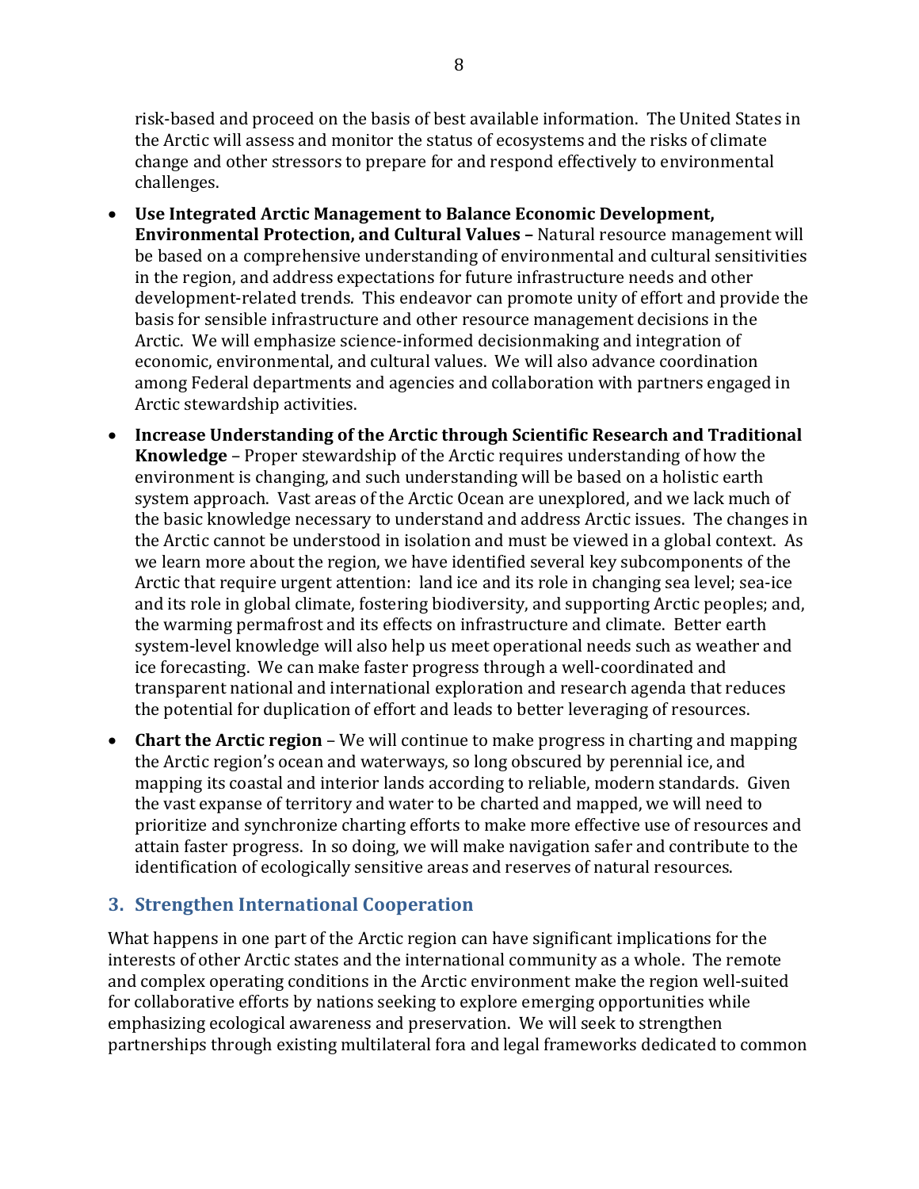risk-based and proceed on the basis of best available information. The United States in the Arctic will assess and monitor the status of ecosystems and the risks of climate change and other stressors to prepare for and respond effectively to environmental challenges.

- **Use Integrated Arctic Management to Balance Economic Development, Environmental Protection, and Cultural Values –** Natural resource management will be based on a comprehensive understanding of environmental and cultural sensitivities in the region, and address expectations for future infrastructure needs and other development-related trends. This endeavor can promote unity of effort and provide the basis for sensible infrastructure and other resource management decisions in the Arctic. We will emphasize science-informed decisionmaking and integration of economic, environmental, and cultural values. We will also advance coordination among Federal departments and agencies and collaboration with partners engaged in Arctic stewardship activities.
- **Increase Understanding of the Arctic through Scientific Research and Traditional Knowledge** – Proper stewardship of the Arctic requires understanding of how the environment is changing, and such understanding will be based on a holistic earth system approach. Vast areas of the Arctic Ocean are unexplored, and we lack much of the basic knowledge necessary to understand and address Arctic issues. The changes in the Arctic cannot be understood in isolation and must be viewed in a global context. As we learn more about the region, we have identified several key subcomponents of the Arctic that require urgent attention: land ice and its role in changing sea level; sea-ice and its role in global climate, fostering biodiversity, and supporting Arctic peoples; and, the warming permafrost and its effects on infrastructure and climate. Better earth system-level knowledge will also help us meet operational needs such as weather and ice forecasting. We can make faster progress through a well-coordinated and transparent national and international exploration and research agenda that reduces the potential for duplication of effort and leads to better leveraging of resources.
- **Chart the Arctic region** – We will continue to make progress in charting and mapping the Arctic region's ocean and waterways, so long obscured by perennial ice, and mapping its coastal and interior lands according to reliable, modern standards. Given the vast expanse of territory and water to be charted and mapped, we will need to prioritize and synchronize charting efforts to make more effective use of resources and attain faster progress. In so doing, we will make navigation safer and contribute to the identification of ecologically sensitive areas and reserves of natural resources.

## 3. Strengthen International Cooperation

What happens in one part of the Arctic region can have significant implications for the interests of other Arctic states and the international community as a whole. The remote and complex operating conditions in the Arctic environment make the region well-suited for collaborative efforts by nations seeking to explore emerging opportunities while emphasizing ecological awareness and preservation. We will seek to strengthen partnerships through existing multilateral fora and legal frameworks dedicated to common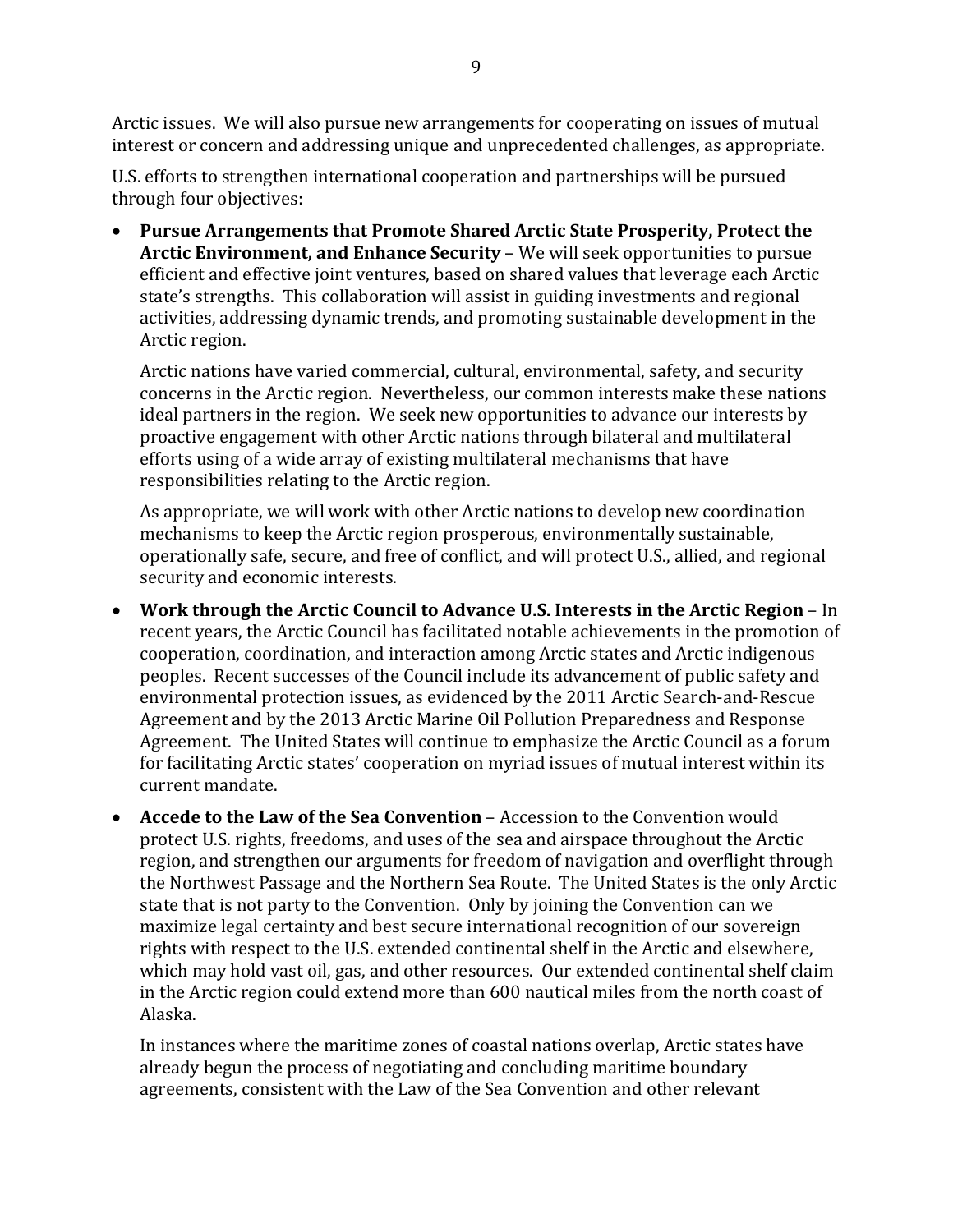Arctic issues. We will also pursue new arrangements for cooperating on issues of mutual interest or concern and addressing unique and unprecedented challenges, as appropriate.

U.S. efforts to strengthen international cooperation and partnerships will be pursued through four objectives:

- **Pursue Arrangements that Promote Shared Arctic State Prosperity, Protect the Arctic Environment, and Enhance Security** – We will seek opportunities to pursue efficient and effective joint ventures, based on shared values that leverage each Arctic state's strengths. This collaboration will assist in guiding investments and regional activities, addressing dynamic trends, and promoting sustainable development in the Arctic region.

  Arctic nations have varied commercial, cultural, environmental, safety, and security concerns in the Arctic region. Nevertheless, our common interests make these nations ideal partners in the region. We seek new opportunities to advance our interests by proactive engagement with other Arctic nations through bilateral and multilateral efforts using of a wide array of existing multilateral mechanisms that have responsibilities relating to the Arctic region.

  As appropriate, we will work with other Arctic nations to develop new coordination mechanisms to keep the Arctic region prosperous, environmentally sustainable, operationally safe, secure, and free of conflict, and will protect U.S., allied, and regional security and economic interests.

- **Work through the Arctic Council to Advance U.S. Interests in the Arctic Region** – In recent years, the Arctic Council has facilitated notable achievements in the promotion of cooperation, coordination, and interaction among Arctic states and Arctic indigenous peoples. Recent successes of the Council include its advancement of public safety and environmental protection issues, as evidenced by the 2011 Arctic Search-and-Rescue Agreement and by the 2013 Arctic Marine Oil Pollution Preparedness and Response Agreement. The United States will continue to emphasize the Arctic Council as a forum for facilitating Arctic states' cooperation on myriad issues of mutual interest within its current mandate.

- **Accede to the Law of the Sea Convention** – Accession to the Convention would protect U.S. rights, freedoms, and uses of the sea and airspace throughout the Arctic region, and strengthen our arguments for freedom of navigation and overflight through the Northwest Passage and the Northern Sea Route. The United States is the only Arctic state that is not party to the Convention. Only by joining the Convention can we maximize legal certainty and best secure international recognition of our sovereign rights with respect to the U.S. extended continental shelf in the Arctic and elsewhere, which may hold vast oil, gas, and other resources. Our extended continental shelf claim in the Arctic region could extend more than 600 nautical miles from the north coast of Alaska.

  In instances where the maritime zones of coastal nations overlap, Arctic states have already begun the process of negotiating and concluding maritime boundary agreements, consistent with the Law of the Sea Convention and other relevant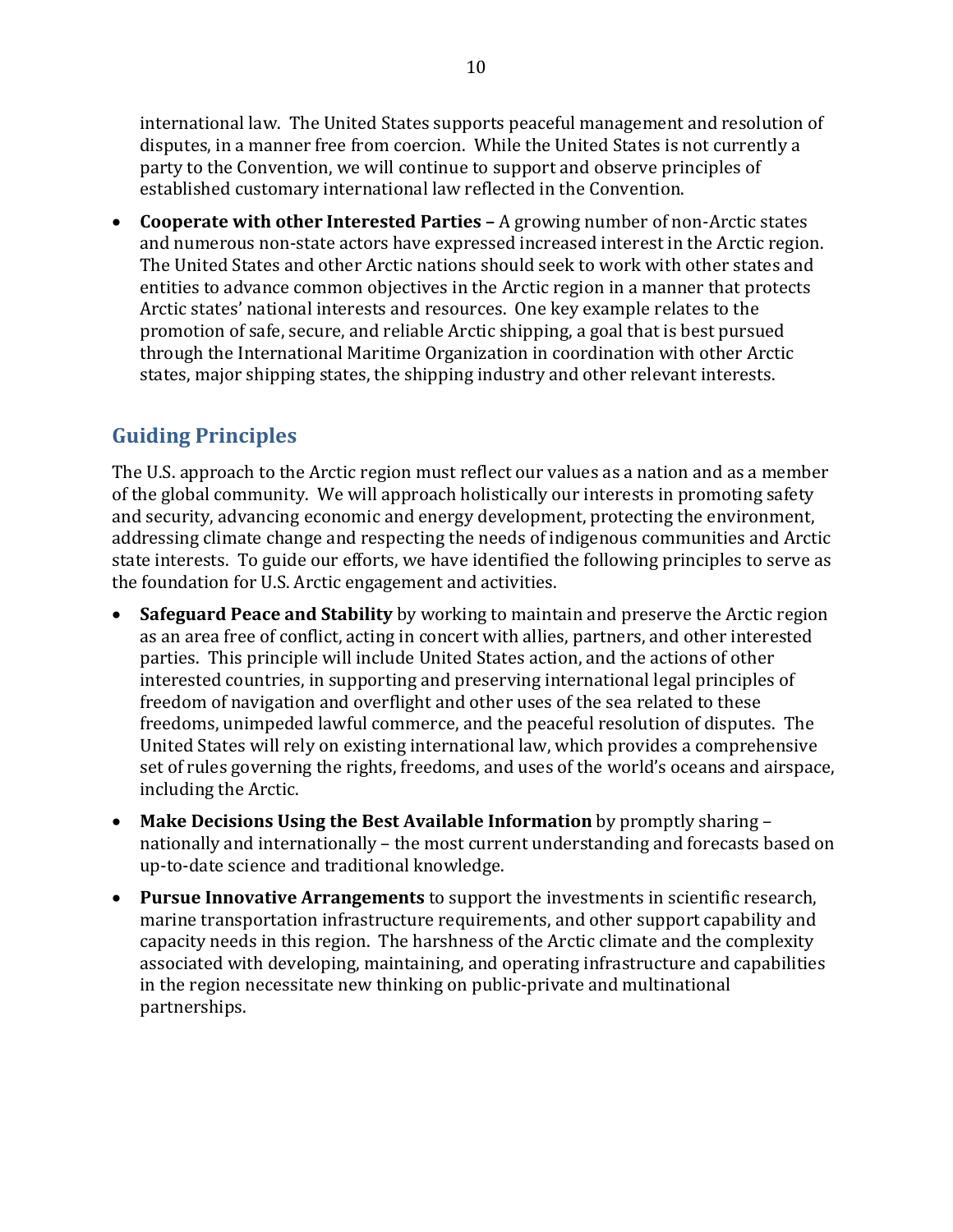international law. The United States supports peaceful management and resolution of disputes, in a manner free from coercion. While the United States is not currently a party to the Convention, we will continue to support and observe principles of established customary international law reflected in the Convention.

- **Cooperate with other Interested Parties –** A growing number of non-Arctic states and numerous non-state actors have expressed increased interest in the Arctic region. The United States and other Arctic nations should seek to work with other states and entities to advance common objectives in the Arctic region in a manner that protects Arctic states' national interests and resources. One key example relates to the promotion of safe, secure, and reliable Arctic shipping, a goal that is best pursued through the International Maritime Organization in coordination with other Arctic states, major shipping states, the shipping industry and other relevant interests.

## Guiding Principles

The U.S. approach to the Arctic region must reflect our values as a nation and as a member of the global community. We will approach holistically our interests in promoting safety and security, advancing economic and energy development, protecting the environment, addressing climate change and respecting the needs of indigenous communities and Arctic state interests. To guide our efforts, we have identified the following principles to serve as the foundation for U.S. Arctic engagement and activities.

- **Safeguard Peace and Stability** by working to maintain and preserve the Arctic region as an area free of conflict, acting in concert with allies, partners, and other interested parties. This principle will include United States action, and the actions of other interested countries, in supporting and preserving international legal principles of freedom of navigation and overflight and other uses of the sea related to these freedoms, unimpeded lawful commerce, and the peaceful resolution of disputes. The United States will rely on existing international law, which provides a comprehensive set of rules governing the rights, freedoms, and uses of the world's oceans and airspace, including the Arctic.
- **Make Decisions Using the Best Available Information** by promptly sharing – nationally and internationally – the most current understanding and forecasts based on up-to-date science and traditional knowledge.
- **Pursue Innovative Arrangements** to support the investments in scientific research, marine transportation infrastructure requirements, and other support capability and capacity needs in this region. The harshness of the Arctic climate and the complexity associated with developing, maintaining, and operating infrastructure and capabilities in the region necessitate new thinking on public-private and multinational partnerships.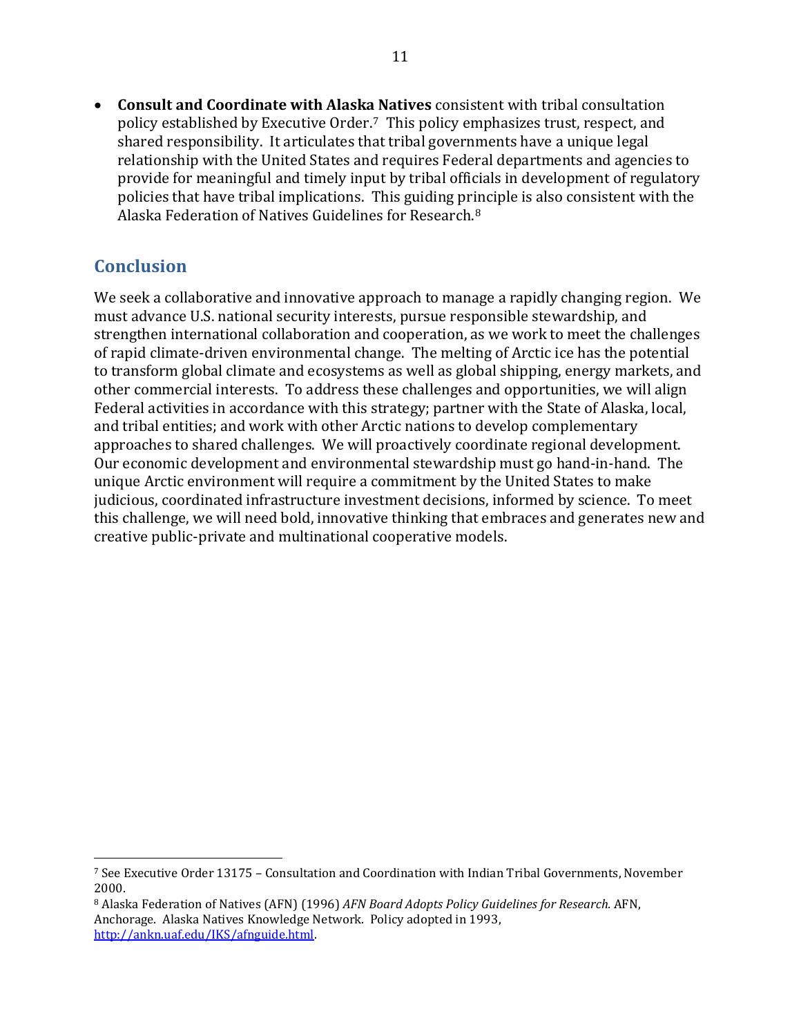- **Consult and Coordinate with Alaska Natives** consistent with tribal consultation policy established by Executive Order.[7] This policy emphasizes trust, respect, and shared responsibility. It articulates that tribal governments have a unique legal relationship with the United States and requires Federal departments and agencies to provide for meaningful and timely input by tribal officials in development of regulatory policies that have tribal implications. This guiding principle is also consistent with the Alaska Federation of Natives Guidelines for Research.[8]

## Conclusion

We seek a collaborative and innovative approach to manage a rapidly changing region. We must advance U.S. national security interests, pursue responsible stewardship, and strengthen international collaboration and cooperation, as we work to meet the challenges of rapid climate-driven environmental change. The melting of Arctic ice has the potential to transform global climate and ecosystems as well as global shipping, energy markets, and other commercial interests. To address these challenges and opportunities, we will align Federal activities in accordance with this strategy; partner with the State of Alaska, local, and tribal entities; and work with other Arctic nations to develop complementary approaches to shared challenges. We will proactively coordinate regional development. Our economic development and environmental stewardship must go hand-in-hand. The unique Arctic environment will require a commitment by the United States to make judicious, coordinated infrastructure investment decisions, informed by science. To meet this challenge, we will need bold, innovative thinking that embraces and generates new and creative public-private and multinational cooperative models.

---

[7] See Executive Order 13175 – Consultation and Coordination with Indian Tribal Governments, November 2000.

[8] Alaska Federation of Natives (AFN) (1996) *AFN Board Adopts Policy Guidelines for Research.* AFN, Anchorage. Alaska Natives Knowledge Network. Policy adopted in 1993, [http://ankn.uaf.edu/IKS/afnguide.html](http://ankn.uaf.edu/IKS/afnguide.html).